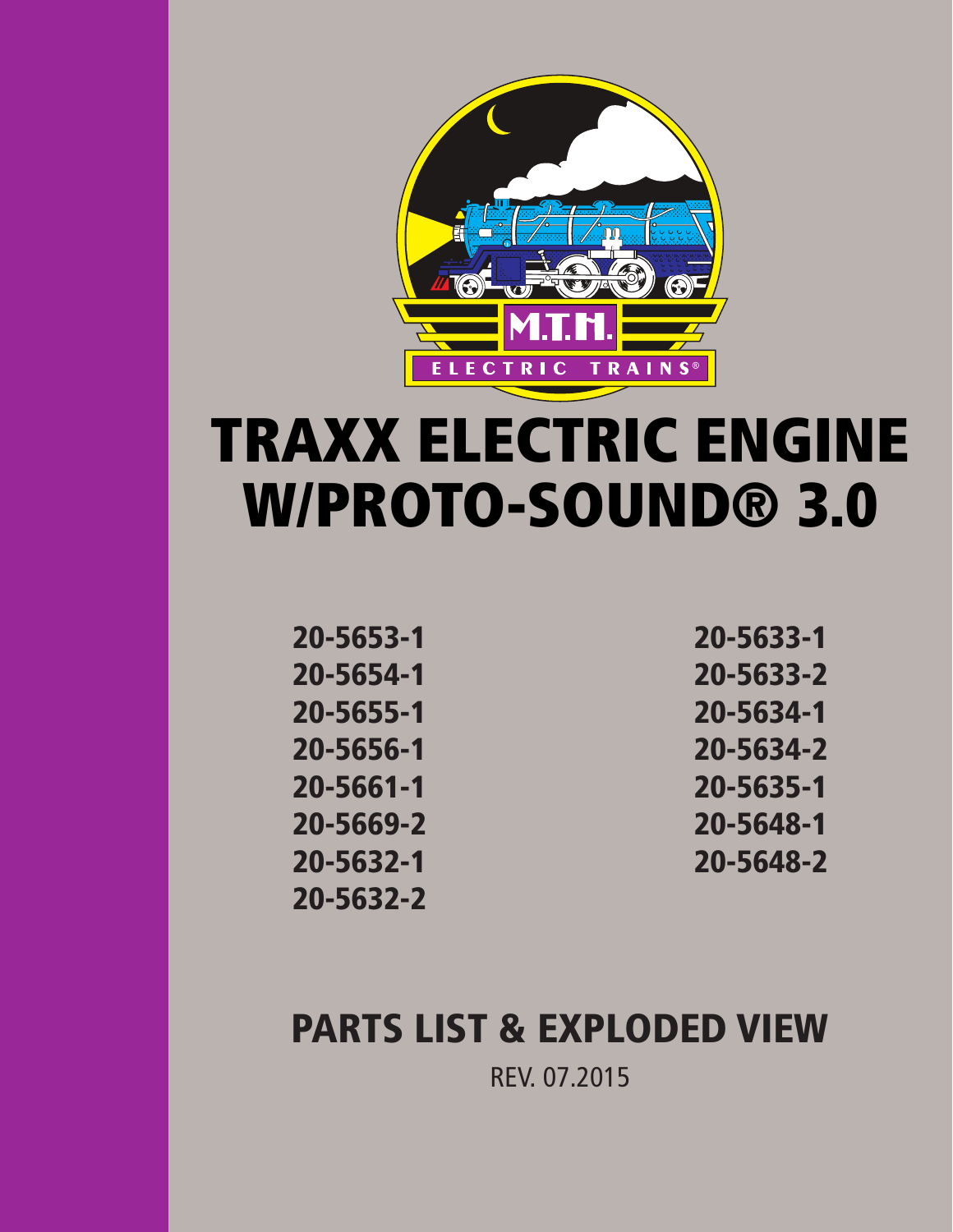M.T.H.

ELECTRIC TRAINS®

# TRAXX ELECTRIC ENGINE W/PROTO-SOUND® 3.0

20-5653-1
20-5654-1
20-5655-1
20-5656-1
20-5661-1
20-5669-2
20-5632-1
20-5632-2
20-5633-1
20-5633-2
20-5634-1
20-5634-2
20-5635-1
20-5648-1
20-5648-2

## PARTS LIST & EXPLODED VIEW

REV. 07.2015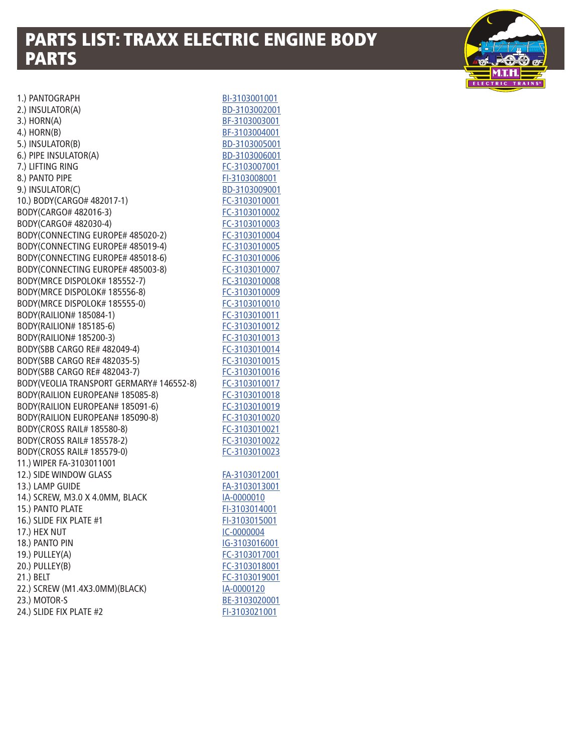# PARTS LIST: TRAXX ELECTRIC ENGINE BODY PARTS

| Part | Part Number |
|---|---|
| 1.) PANTOGRAPH | BI-3103001001 |
| 2.) INSULATOR(A) | BD-3103002001 |
| 3.) HORN(A) | BF-3103003001 |
| 4.) HORN(B) | BF-3103004001 |
| 5.) INSULATOR(B) | BD-3103005001 |
| 6.) PIPE INSULATOR(A) | BD-3103006001 |
| 7.) LIFTING RING | FC-3103007001 |
| 8.) PANTO PIPE | FI-3103008001 |
| 9.) INSULATOR(C) | BD-3103009001 |
| 10.) BODY(CARGO# 482017-1) | FC-3103010001 |
| BODY(CARGO# 482016-3) | FC-3103010002 |
| BODY(CARGO# 482030-4) | FC-3103010003 |
| BODY(CONNECTING EUROPE# 485020-2) | FC-3103010004 |
| BODY(CONNECTING EUROPE# 485019-4) | FC-3103010005 |
| BODY(CONNECTING EUROPE# 485018-6) | FC-3103010006 |
| BODY(CONNECTING EUROPE# 485003-8) | FC-3103010007 |
| BODY(MRCE DISPOLOK# 185552-7) | FC-3103010008 |
| BODY(MRCE DISPOLOK# 185556-8) | FC-3103010009 |
| BODY(MRCE DISPOLOK# 185555-0) | FC-3103010010 |
| BODY(RAILION# 185084-1) | FC-3103010011 |
| BODY(RAILION# 185185-6) | FC-3103010012 |
| BODY(RAILION# 185200-3) | FC-3103010013 |
| BODY(SBB CARGO RE# 482049-4) | FC-3103010014 |
| BODY(SBB CARGO RE# 482035-5) | FC-3103010015 |
| BODY(SBB CARGO RE# 482043-7) | FC-3103010016 |
| BODY(VEOLIA TRANSPORT GERMARY# 146552-8) | FC-3103010017 |
| BODY(RAILION EUROPEAN# 185085-8) | FC-3103010018 |
| BODY(RAILION EUROPEAN# 185091-6) | FC-3103010019 |
| BODY(RAILION EUROPEAN# 185090-8) | FC-3103010020 |
| BODY(CROSS RAIL# 185580-8) | FC-3103010021 |
| BODY(CROSS RAIL# 185578-2) | FC-3103010022 |
| BODY(CROSS RAIL# 185579-0) | FC-3103010023 |
| 11.) WIPER FA-3103011001 | |
| 12.) SIDE WINDOW GLASS | FA-3103012001 |
| 13.) LAMP GUIDE | FA-3103013001 |
| 14.) SCREW, M3.0 X 4.0MM, BLACK | IA-0000010 |
| 15.) PANTO PLATE | FI-3103014001 |
| 16.) SLIDE FIX PLATE #1 | FI-3103015001 |
| 17.) HEX NUT | IC-0000004 |
| 18.) PANTO PIN | IG-3103016001 |
| 19.) PULLEY(A) | FC-3103017001 |
| 20.) PULLEY(B) | FC-3103018001 |
| 21.) BELT | FC-3103019001 |
| 22.) SCREW (M1.4X3.0MM)(BLACK) | IA-0000120 |
| 23.) MOTOR-S | BE-3103020001 |
| 24.) SLIDE FIX PLATE #2 | FI-3103021001 |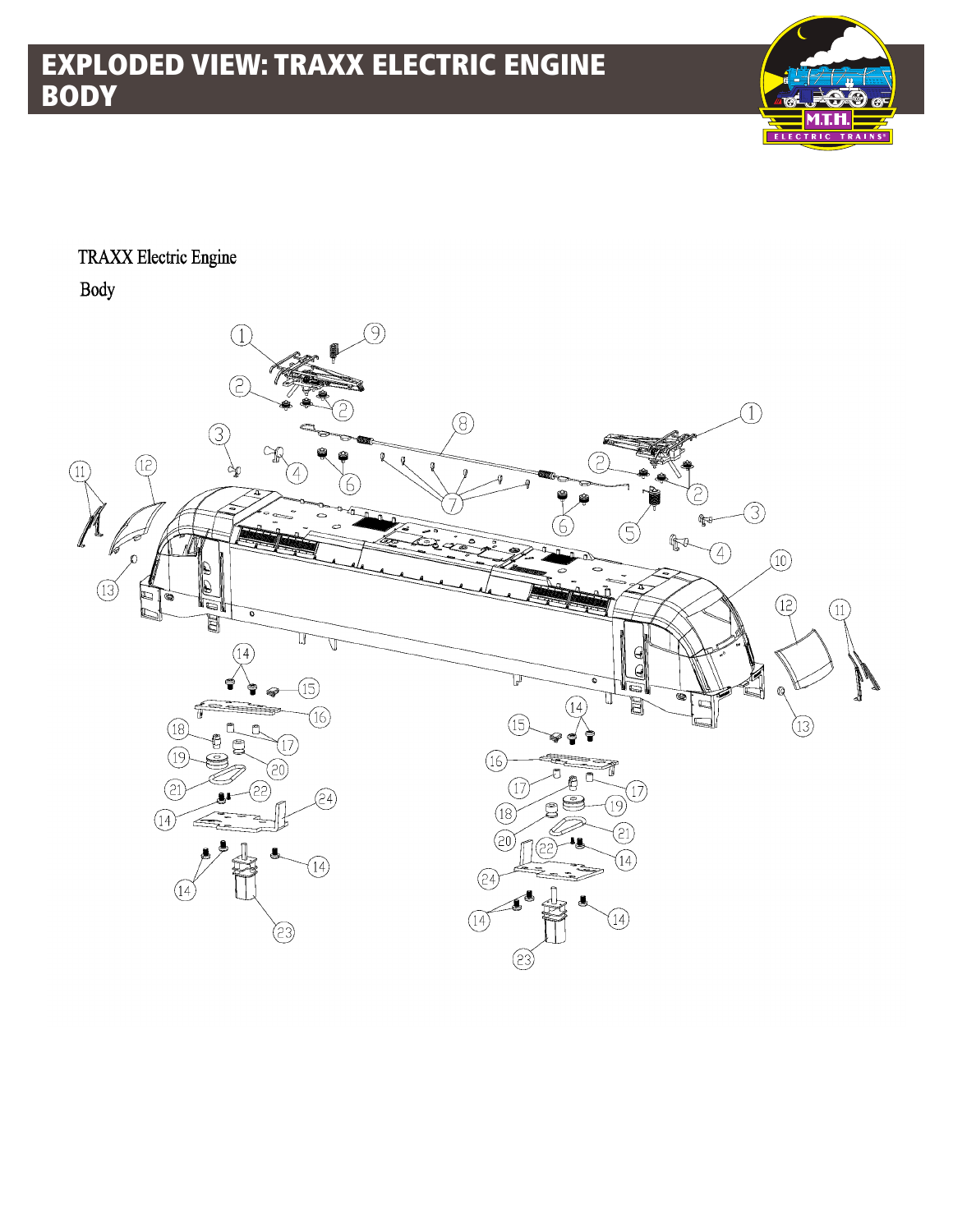# EXPLODED VIEW: TRAXX ELECTRIC ENGINE BODY

TRAXX Electric Engine

Body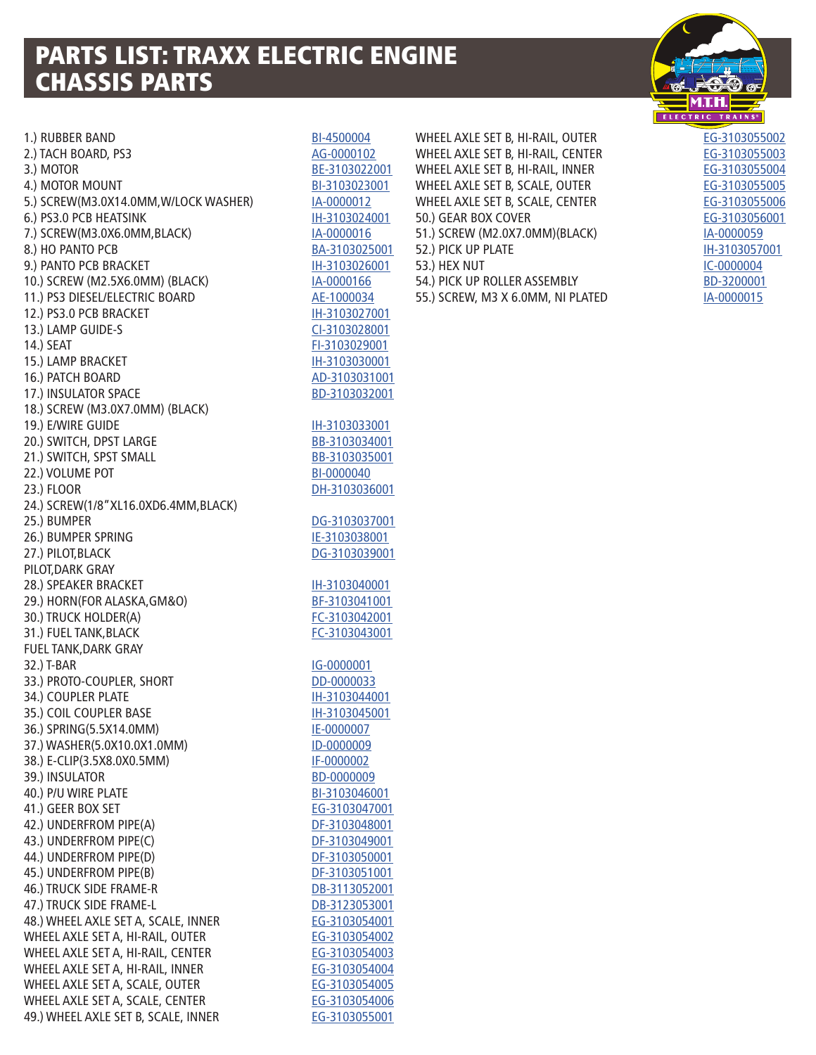# PARTS LIST: TRAXX ELECTRIC ENGINE CHASSIS PARTS

| Part | Part Number |
|---|---|
| 1.) RUBBER BAND | BI-4500004 |
| 2.) TACH BOARD, PS3 | AG-0000102 |
| 3.) MOTOR | BE-3103022001 |
| 4.) MOTOR MOUNT | BI-3103023001 |
| 5.) SCREW(M3.0X14.0MM,W/LOCK WASHER) | IA-0000012 |
| 6.) PS3.0 PCB HEATSINK | IH-3103024001 |
| 7.) SCREW(M3.0X6.0MM,BLACK) | IA-0000016 |
| 8.) HO PANTO PCB | BA-3103025001 |
| 9.) PANTO PCB BRACKET | IH-3103026001 |
| 10.) SCREW (M2.5X6.0MM) (BLACK) | IA-0000166 |
| 11.) PS3 DIESEL/ELECTRIC BOARD | AE-1000034 |
| 12.) PS3.0 PCB BRACKET | IH-3103027001 |
| 13.) LAMP GUIDE-S | CI-3103028001 |
| 14.) SEAT | FI-3103029001 |
| 15.) LAMP BRACKET | IH-3103030001 |
| 16.) PATCH BOARD | AD-3103031001 |
| 17.) INSULATOR SPACE | BD-3103032001 |
| 18.) SCREW (M3.0X7.0MM) (BLACK) | |
| 19.) E/WIRE GUIDE | IH-3103033001 |
| 20.) SWITCH, DPST LARGE | BB-3103034001 |
| 21.) SWITCH, SPST SMALL | BB-3103035001 |
| 22.) VOLUME POT | BI-0000040 |
| 23.) FLOOR | DH-3103036001 |
| 24.) SCREW(1/8"XL16.0XD6.4MM,BLACK) | |
| 25.) BUMPER | DG-3103037001 |
| 26.) BUMPER SPRING | IE-3103038001 |
| 27.) PILOT,BLACK | DG-3103039001 |
| PILOT,DARK GRAY | |
| 28.) SPEAKER BRACKET | IH-3103040001 |
| 29.) HORN(FOR ALASKA,GM&O) | BF-3103041001 |
| 30.) TRUCK HOLDER(A) | FC-3103042001 |
| 31.) FUEL TANK,BLACK | FC-3103043001 |
| FUEL TANK,DARK GRAY | |
| 32.) T-BAR | IG-0000001 |
| 33.) PROTO-COUPLER, SHORT | DD-0000033 |
| 34.) COUPLER PLATE | IH-3103044001 |
| 35.) COIL COUPLER BASE | IH-3103045001 |
| 36.) SPRING(5.5X14.0MM) | IE-0000007 |
| 37.) WASHER(5.0X10.0X1.0MM) | ID-0000009 |
| 38.) E-CLIP(3.5X8.0X0.5MM) | IF-0000002 |
| 39.) INSULATOR | BD-0000009 |
| 40.) P/U WIRE PLATE | BI-3103046001 |
| 41.) GEER BOX SET | EG-3103047001 |
| 42.) UNDERFROM PIPE(A) | DF-3103048001 |
| 43.) UNDERFROM PIPE(C) | DF-3103049001 |
| 44.) UNDERFROM PIPE(D) | DF-3103050001 |
| 45.) UNDERFROM PIPE(B) | DF-3103051001 |
| 46.) TRUCK SIDE FRAME-R | DB-3113052001 |
| 47.) TRUCK SIDE FRAME-L | DB-3123053001 |
| 48.) WHEEL AXLE SET A, SCALE, INNER | EG-3103054001 |
| WHEEL AXLE SET A, HI-RAIL, OUTER | EG-3103054002 |
| WHEEL AXLE SET A, HI-RAIL, CENTER | EG-3103054003 |
| WHEEL AXLE SET A, HI-RAIL, INNER | EG-3103054004 |
| WHEEL AXLE SET A, SCALE, OUTER | EG-3103054005 |
| WHEEL AXLE SET A, SCALE, CENTER | EG-3103054006 |
| 49.) WHEEL AXLE SET B, SCALE, INNER | EG-3103055001 |
| WHEEL AXLE SET B, HI-RAIL, OUTER | EG-3103055002 |
| WHEEL AXLE SET B, HI-RAIL, CENTER | EG-3103055003 |
| WHEEL AXLE SET B, HI-RAIL, INNER | EG-3103055004 |
| WHEEL AXLE SET B, SCALE, OUTER | EG-3103055005 |
| WHEEL AXLE SET B, SCALE, CENTER | EG-3103055006 |
| 50.) GEAR BOX COVER | EG-3103056001 |
| 51.) SCREW (M2.0X7.0MM)(BLACK) | IA-0000059 |
| 52.) PICK UP PLATE | IH-3103057001 |
| 53.) HEX NUT | IC-0000004 |
| 54.) PICK UP ROLLER ASSEMBLY | BD-3200001 |
| 55.) SCREW, M3 X 6.0MM, NI PLATED | IA-0000015 |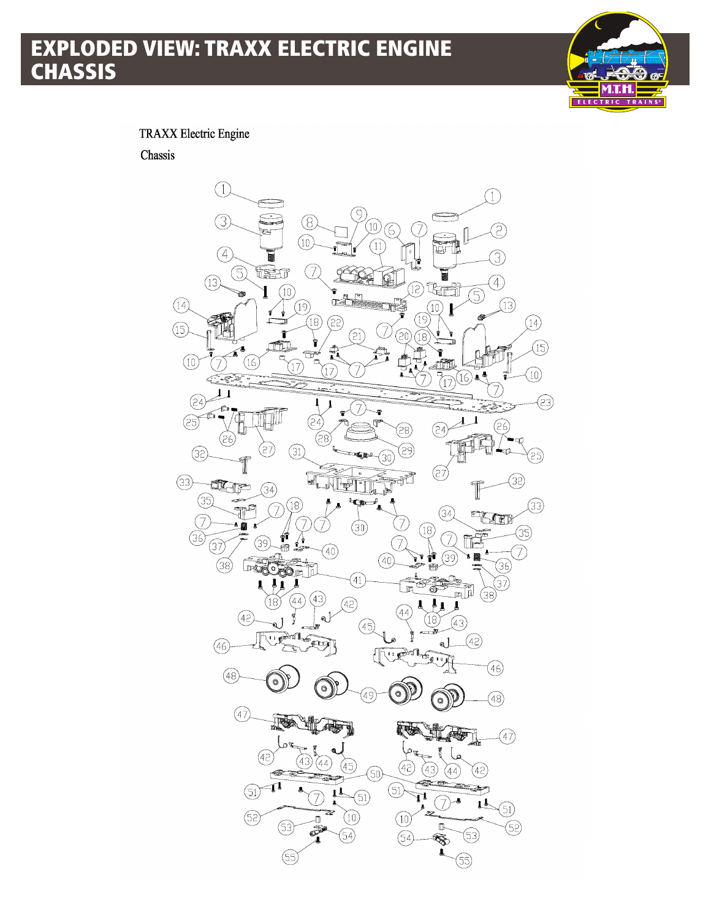# EXPLODED VIEW: TRAXX ELECTRIC ENGINE CHASSIS

TRAXX Electric Engine

Chassis

1
2
3
4
5
6
7
8
9
10
11
12
13
14
15
16
17
18
19
20
21
22
23
24
25
26
27
28
29
30
31
32
33
34
35
36
37
38
39
40
41
42
43
44
45
46
47
48
49
50
51
52
53
54
55